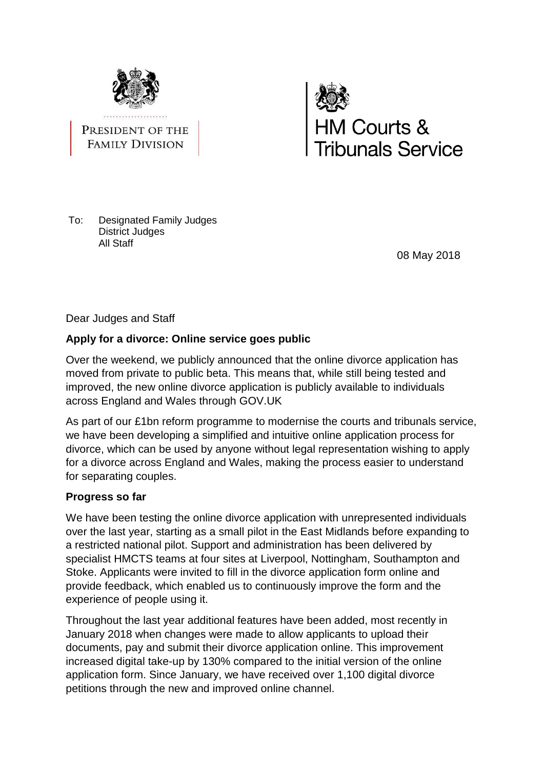PRESIDENT OF THE FAMILY DIVISION

HM Courts & Tribunals Service

To: Designated Family Judges
District Judges
All Staff

08 May 2018

Dear Judges and Staff

**Apply for a divorce: Online service goes public**

Over the weekend, we publicly announced that the online divorce application has moved from private to public beta. This means that, while still being tested and improved, the new online divorce application is publicly available to individuals across England and Wales through GOV.UK

As part of our £1bn reform programme to modernise the courts and tribunals service, we have been developing a simplified and intuitive online application process for divorce, which can be used by anyone without legal representation wishing to apply for a divorce across England and Wales, making the process easier to understand for separating couples.

**Progress so far**

We have been testing the online divorce application with unrepresented individuals over the last year, starting as a small pilot in the East Midlands before expanding to a restricted national pilot. Support and administration has been delivered by specialist HMCTS teams at four sites at Liverpool, Nottingham, Southampton and Stoke. Applicants were invited to fill in the divorce application form online and provide feedback, which enabled us to continuously improve the form and the experience of people using it.

Throughout the last year additional features have been added, most recently in January 2018 when changes were made to allow applicants to upload their documents, pay and submit their divorce application online. This improvement increased digital take-up by 130% compared to the initial version of the online application form. Since January, we have received over 1,100 digital divorce petitions through the new and improved online channel.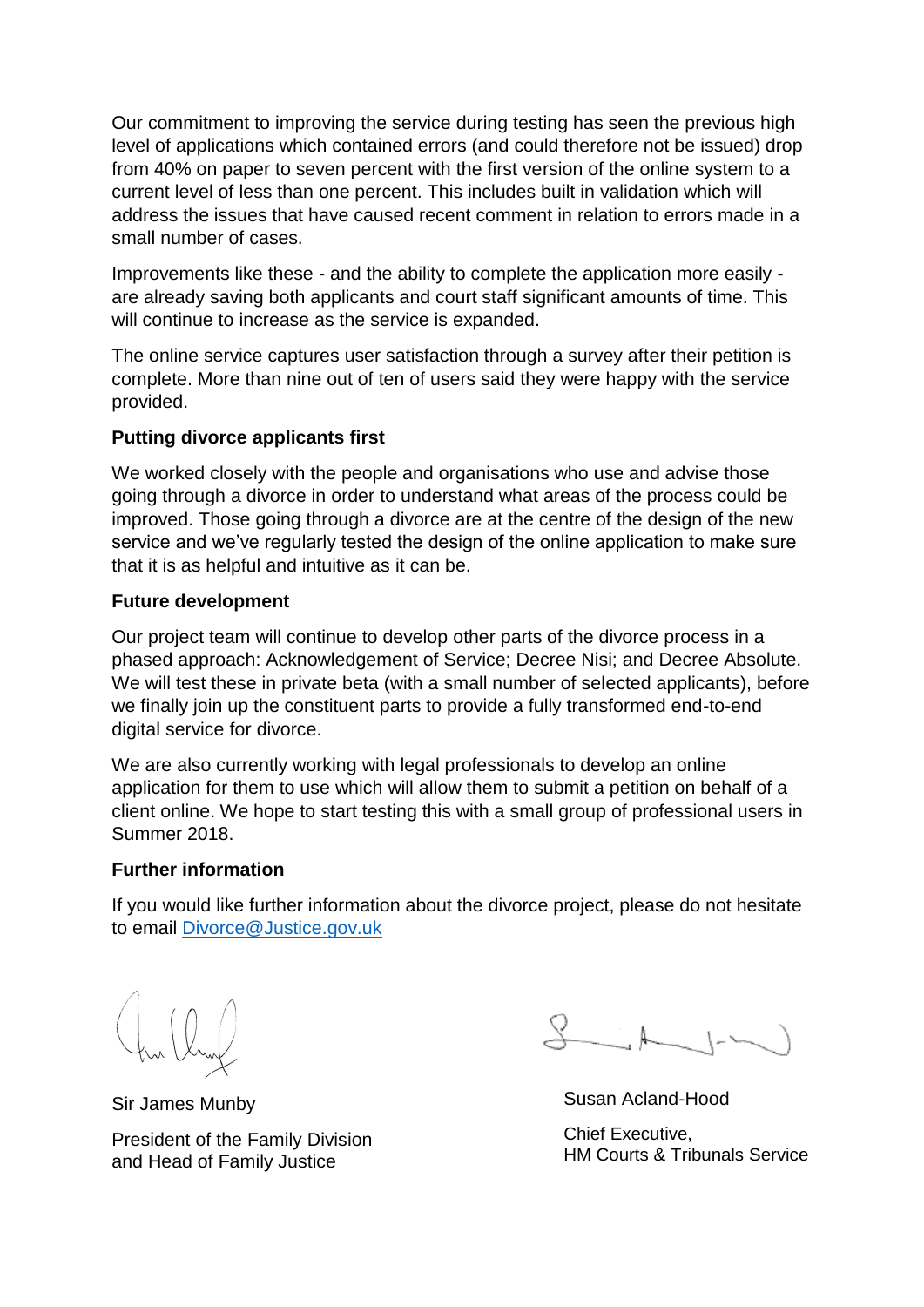Our commitment to improving the service during testing has seen the previous high level of applications which contained errors (and could therefore not be issued) drop from 40% on paper to seven percent with the first version of the online system to a current level of less than one percent. This includes built in validation which will address the issues that have caused recent comment in relation to errors made in a small number of cases.

Improvements like these - and the ability to complete the application more easily - are already saving both applicants and court staff significant amounts of time. This will continue to increase as the service is expanded.

The online service captures user satisfaction through a survey after their petition is complete. More than nine out of ten of users said they were happy with the service provided.

**Putting divorce applicants first**

We worked closely with the people and organisations who use and advise those going through a divorce in order to understand what areas of the process could be improved. Those going through a divorce are at the centre of the design of the new service and we've regularly tested the design of the online application to make sure that it is as helpful and intuitive as it can be.

**Future development**

Our project team will continue to develop other parts of the divorce process in a phased approach: Acknowledgement of Service; Decree Nisi; and Decree Absolute. We will test these in private beta (with a small number of selected applicants), before we finally join up the constituent parts to provide a fully transformed end-to-end digital service for divorce.

We are also currently working with legal professionals to develop an online application for them to use which will allow them to submit a petition on behalf of a client online. We hope to start testing this with a small group of professional users in Summer 2018.

**Further information**

If you would like further information about the divorce project, please do not hesitate to email [Divorce@Justice.gov.uk](mailto:Divorce@Justice.gov.uk)

Sir James Munby

President of the Family Division
and Head of Family Justice

Susan Acland-Hood

Chief Executive,
HM Courts & Tribunals Service